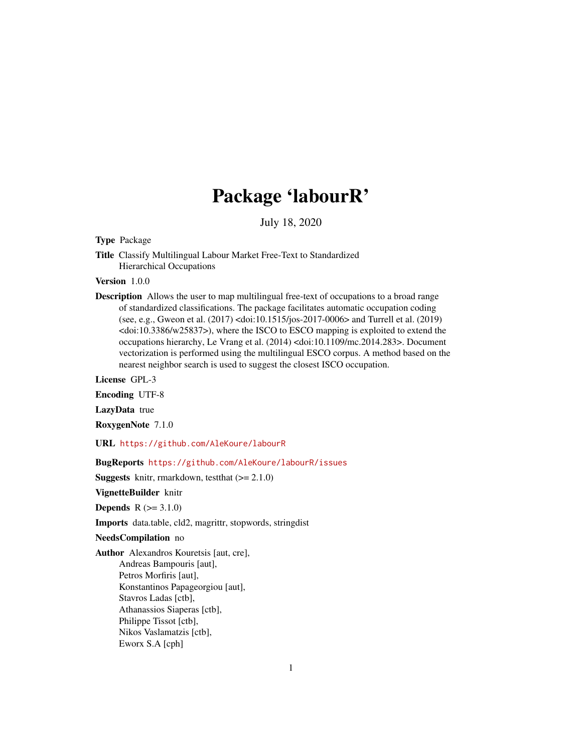# Package 'labourR'

July 18, 2020

**Type** Package

**Title** Classify Multilingual Labour Market Free-Text to Standardized Hierarchical Occupations

**Version** 1.0.0

**Description** Allows the user to map multilingual free-text of occupations to a broad range of standardized classifications. The package facilitates automatic occupation coding (see, e.g., Gweon et al. (2017) <doi:10.1515/jos-2017-0006> and Turrell et al. (2019) <doi:10.3386/w25837>), where the ISCO to ESCO mapping is exploited to extend the occupations hierarchy, Le Vrang et al. (2014) <doi:10.1109/mc.2014.283>. Document vectorization is performed using the multilingual ESCO corpus. A method based on the nearest neighbor search is used to suggest the closest ISCO occupation.

**License** GPL-3

**Encoding** UTF-8

**LazyData** true

**RoxygenNote** 7.1.0

**URL** https://github.com/AleKoure/labourR

**BugReports** https://github.com/AleKoure/labourR/issues

**Suggests** knitr, rmarkdown, testthat (>= 2.1.0)

**VignetteBuilder** knitr

**Depends** R (>= 3.1.0)

**Imports** data.table, cld2, magrittr, stopwords, stringdist

**NeedsCompilation** no

**Author** Alexandros Kouretsis [aut, cre],
Andreas Bampouris [aut],
Petros Morfiris [aut],
Konstantinos Papageorgiou [aut],
Stavros Ladas [ctb],
Athanassios Siaperas [ctb],
Philippe Tissot [ctb],
Nikos Vaslamatzis [ctb],
Eworx S.A [cph]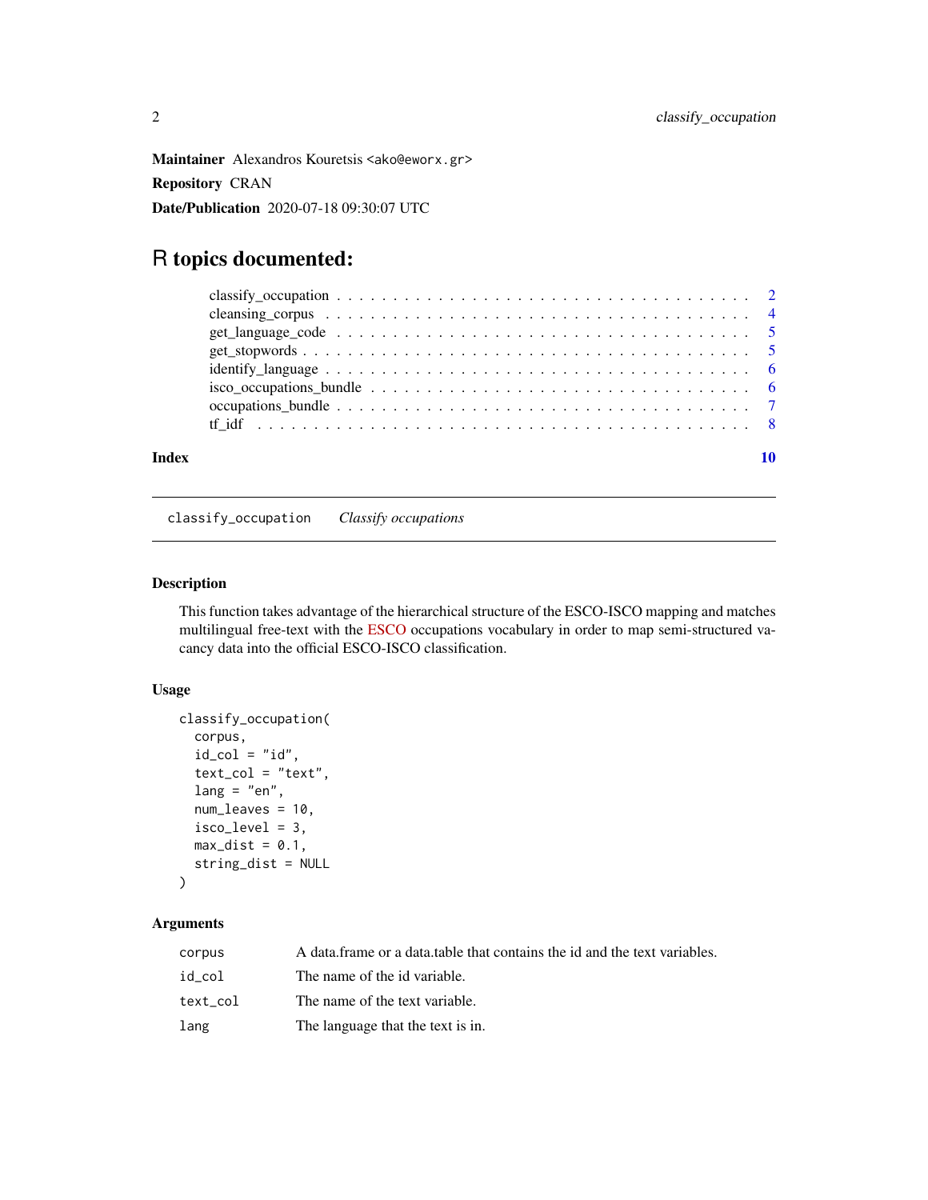**Maintainer** Alexandros Kouretsis <ako@eworx.gr>

**Repository** CRAN

**Date/Publication** 2020-07-18 09:30:07 UTC

# R topics documented:

| | |
|---|---|
| classify_occupation | 2 |
| cleansing_corpus | 4 |
| get_language_code | 5 |
| get_stopwords | 5 |
| identify_language | 6 |
| isco_occupations_bundle | 6 |
| occupations_bundle | 7 |
| tf_idf | 8 |
| **Index** | **10** |

---

`classify_occupation` *Classify occupations*

---

### Description

This function takes advantage of the hierarchical structure of the ESCO-ISCO mapping and matches multilingual free-text with the ESCO occupations vocabulary in order to map semi-structured vacancy data into the official ESCO-ISCO classification.

### Usage

```
classify_occupation(
  corpus,
  id_col = "id",
  text_col = "text",
  lang = "en",
  num_leaves = 10,
  isco_level = 3,
  max_dist = 0.1,
  string_dist = NULL
)
```

### Arguments

| | |
|---|---|
| `corpus` | A data.frame or a data.table that contains the id and the text variables. |
| `id_col` | The name of the id variable. |
| `text_col` | The name of the text variable. |
| `lang` | The language that the text is in. |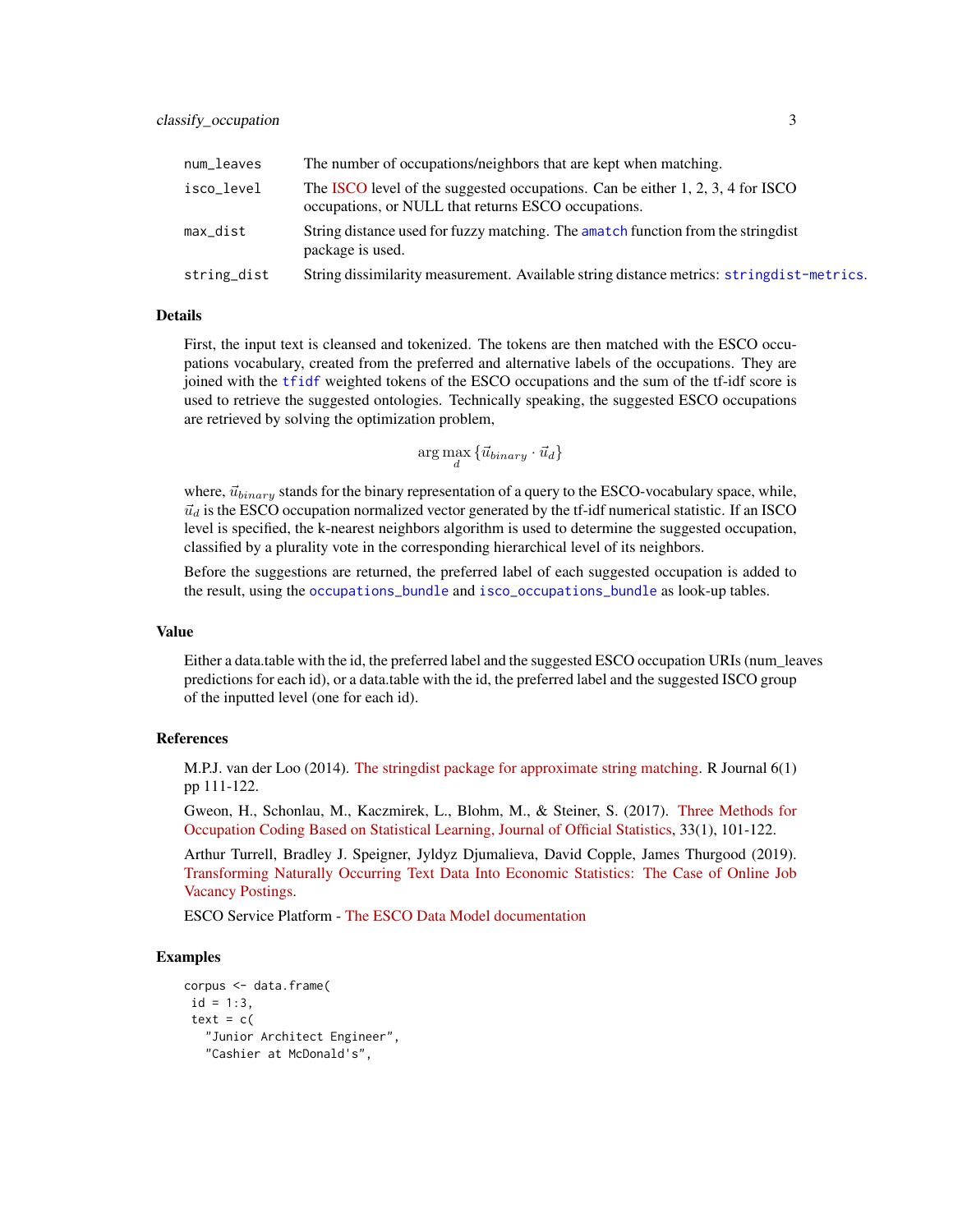| | |
|---|---|
| num_leaves | The number of occupations/neighbors that are kept when matching. |
| isco_level | The ISCO level of the suggested occupations. Can be either 1, 2, 3, 4 for ISCO occupations, or NULL that returns ESCO occupations. |
| max_dist | String distance used for fuzzy matching. The amatch function from the stringdist package is used. |
| string_dist | String dissimilarity measurement. Available string distance metrics: stringdist-metrics. |

## Details

First, the input text is cleansed and tokenized. The tokens are then matched with the ESCO occupations vocabulary, created from the preferred and alternative labels of the occupations. They are joined with the tfidf weighted tokens of the ESCO occupations and the sum of the tf-idf score is used to retrieve the suggested ontologies. Technically speaking, the suggested ESCO occupations are retrieved by solving the optimization problem,

$$\arg\max_{d} \{\vec{u}_{binary} \cdot \vec{u}_d\}$$

where, $\vec{u}_{binary}$ stands for the binary representation of a query to the ESCO-vocabulary space, while, $\vec{u}_d$ is the ESCO occupation normalized vector generated by the tf-idf numerical statistic. If an ISCO level is specified, the k-nearest neighbors algorithm is used to determine the suggested occupation, classified by a plurality vote in the corresponding hierarchical level of its neighbors.

Before the suggestions are returned, the preferred label of each suggested occupation is added to the result, using the `occupations_bundle` and `isco_occupations_bundle` as look-up tables.

## Value

Either a data.table with the id, the preferred label and the suggested ESCO occupation URIs (num_leaves predictions for each id), or a data.table with the id, the preferred label and the suggested ISCO group of the inputted level (one for each id).

## References

M.P.J. van der Loo (2014). The stringdist package for approximate string matching. R Journal 6(1) pp 111-122.

Gweon, H., Schonlau, M., Kaczmirek, L., Blohm, M., & Steiner, S. (2017). Three Methods for Occupation Coding Based on Statistical Learning, Journal of Official Statistics, 33(1), 101-122.

Arthur Turrell, Bradley J. Speigner, Jyldyz Djumalieva, David Copple, James Thurgood (2019). Transforming Naturally Occurring Text Data Into Economic Statistics: The Case of Online Job Vacancy Postings.

ESCO Service Platform - The ESCO Data Model documentation

## Examples

```
corpus <- data.frame(
 id = 1:3,
 text = c(
   "Junior Architect Engineer",
   "Cashier at McDonald's",
```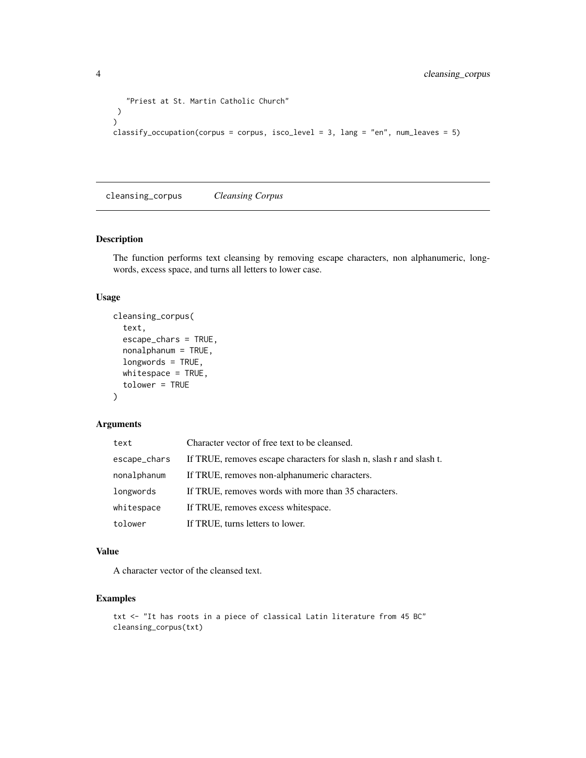```
    "Priest at St. Martin Catholic Church"
  )
)
classify_occupation(corpus = corpus, isco_level = 3, lang = "en", num_leaves = 5)
```

## cleansing_corpus — *Cleansing Corpus*

### Description

The function performs text cleansing by removing escape characters, non alphanumeric, longwords, excess space, and turns all letters to lower case.

### Usage

```
cleansing_corpus(
  text,
  escape_chars = TRUE,
  nonalphanum = TRUE,
  longwords = TRUE,
  whitespace = TRUE,
  tolower = TRUE
)
```

### Arguments

| | |
|---|---|
| `text` | Character vector of free text to be cleansed. |
| `escape_chars` | If TRUE, removes escape characters for slash n, slash r and slash t. |
| `nonalphanum` | If TRUE, removes non-alphanumeric characters. |
| `longwords` | If TRUE, removes words with more than 35 characters. |
| `whitespace` | If TRUE, removes excess whitespace. |
| `tolower` | If TRUE, turns letters to lower. |

### Value

A character vector of the cleansed text.

### Examples

```
txt <- "It has roots in a piece of classical Latin literature from 45 BC"
cleansing_corpus(txt)
```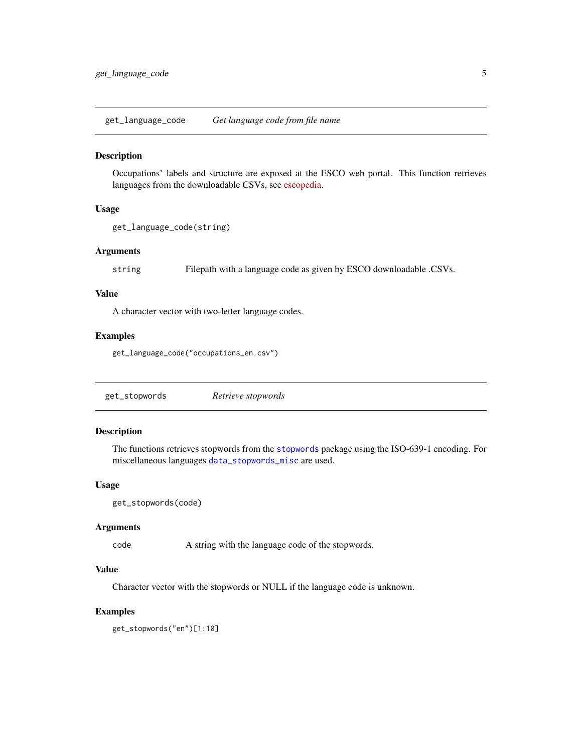## get_language_code — *Get language code from file name*

### Description

Occupations' labels and structure are exposed at the ESCO web portal. This function retrieves languages from the downloadable CSVs, see escopedia.

### Usage

```
get_language_code(string)
```

### Arguments

| | |
|---|---|
| `string` | Filepath with a language code as given by ESCO downloadable .CSVs. |

### Value

A character vector with two-letter language codes.

### Examples

```
get_language_code("occupations_en.csv")
```

## get_stopwords — *Retrieve stopwords*

### Description

The functions retrieves stopwords from the `stopwords` package using the ISO-639-1 encoding. For miscellaneous languages `data_stopwords_misc` are used.

### Usage

```
get_stopwords(code)
```

### Arguments

| | |
|---|---|
| `code` | A string with the language code of the stopwords. |

### Value

Character vector with the stopwords or NULL if the language code is unknown.

### Examples

```
get_stopwords("en")[1:10]
```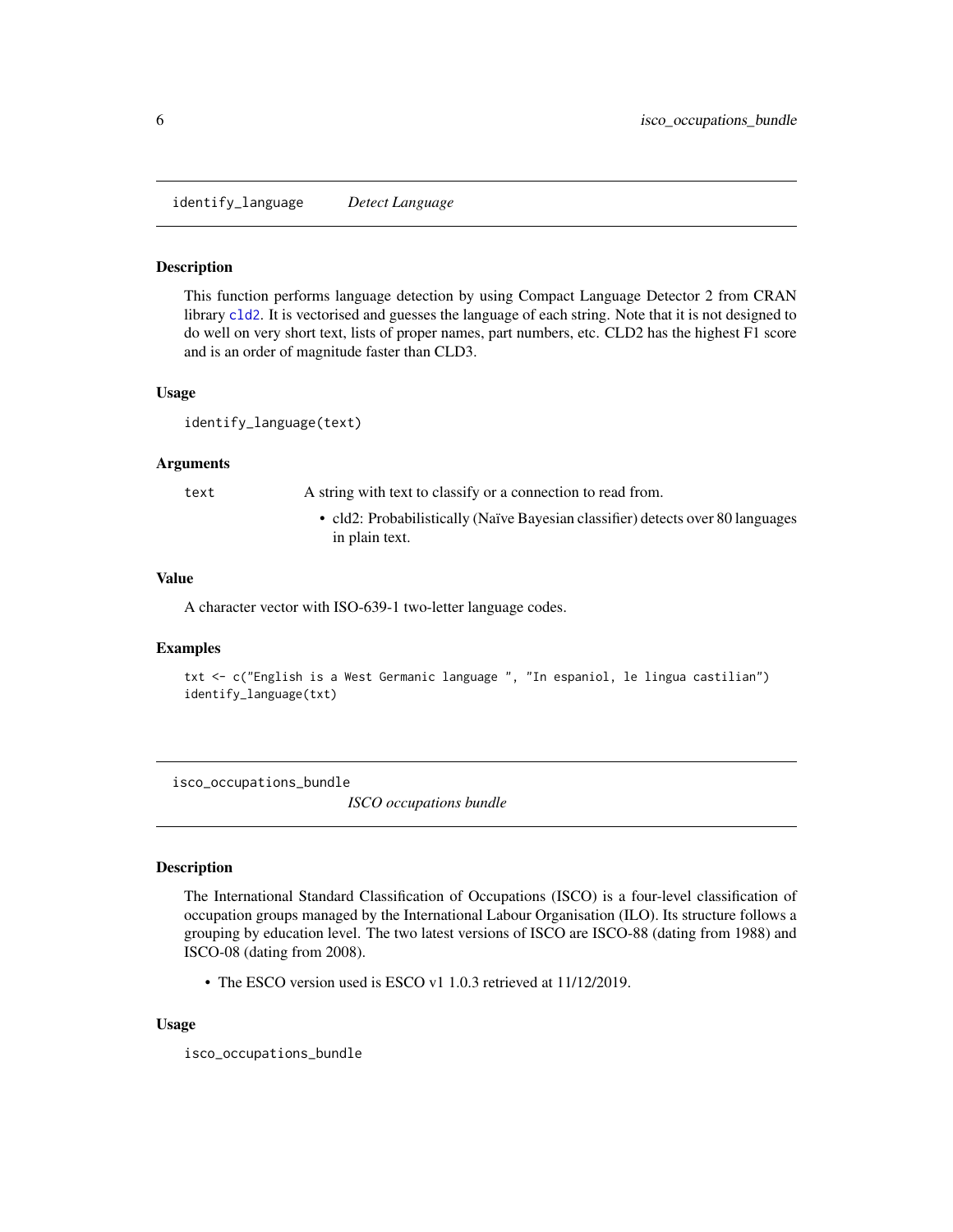## identify_language *Detect Language*

### Description

This function performs language detection by using Compact Language Detector 2 from CRAN library cld2. It is vectorised and guesses the language of each string. Note that it is not designed to do well on very short text, lists of proper names, part numbers, etc. CLD2 has the highest F1 score and is an order of magnitude faster than CLD3.

### Usage

```
identify_language(text)
```

### Arguments

| | |
|---|---|
| text | A string with text to classify or a connection to read from.<br>• cld2: Probabilistically (Naïve Bayesian classifier) detects over 80 languages in plain text. |

### Value

A character vector with ISO-639-1 two-letter language codes.

### Examples

```
txt <- c("English is a West Germanic language ", "In espaniol, le lingua castilian")
identify_language(txt)
```

## isco_occupations_bundle *ISCO occupations bundle*

### Description

The International Standard Classification of Occupations (ISCO) is a four-level classification of occupation groups managed by the International Labour Organisation (ILO). Its structure follows a grouping by education level. The two latest versions of ISCO are ISCO-88 (dating from 1988) and ISCO-08 (dating from 2008).

- The ESCO version used is ESCO v1 1.0.3 retrieved at 11/12/2019.

### Usage

```
isco_occupations_bundle
```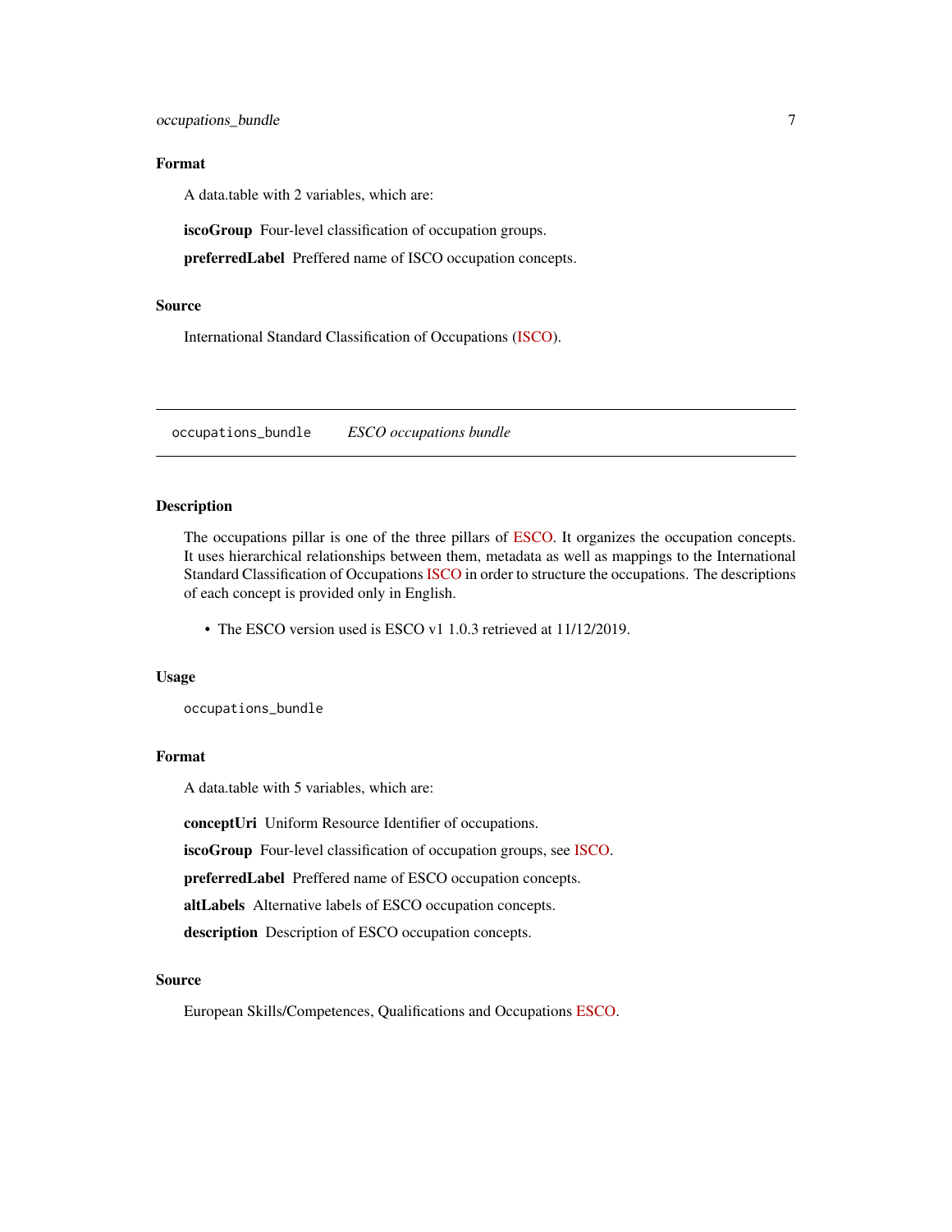## Format

A data.table with 2 variables, which are:

**iscoGroup** Four-level classification of occupation groups.

**preferredLabel** Preffered name of ISCO occupation concepts.

## Source

International Standard Classification of Occupations (ISCO).

---

`occupations_bundle` *ESCO occupations bundle*

---

## Description

The occupations pillar is one of the three pillars of ESCO. It organizes the occupation concepts. It uses hierarchical relationships between them, metadata as well as mappings to the International Standard Classification of Occupations ISCO in order to structure the occupations. The descriptions of each concept is provided only in English.

- The ESCO version used is ESCO v1 1.0.3 retrieved at 11/12/2019.

## Usage

```
occupations_bundle
```

## Format

A data.table with 5 variables, which are:

**conceptUri** Uniform Resource Identifier of occupations.

**iscoGroup** Four-level classification of occupation groups, see ISCO.

**preferredLabel** Preffered name of ESCO occupation concepts.

**altLabels** Alternative labels of ESCO occupation concepts.

**description** Description of ESCO occupation concepts.

## Source

European Skills/Competences, Qualifications and Occupations ESCO.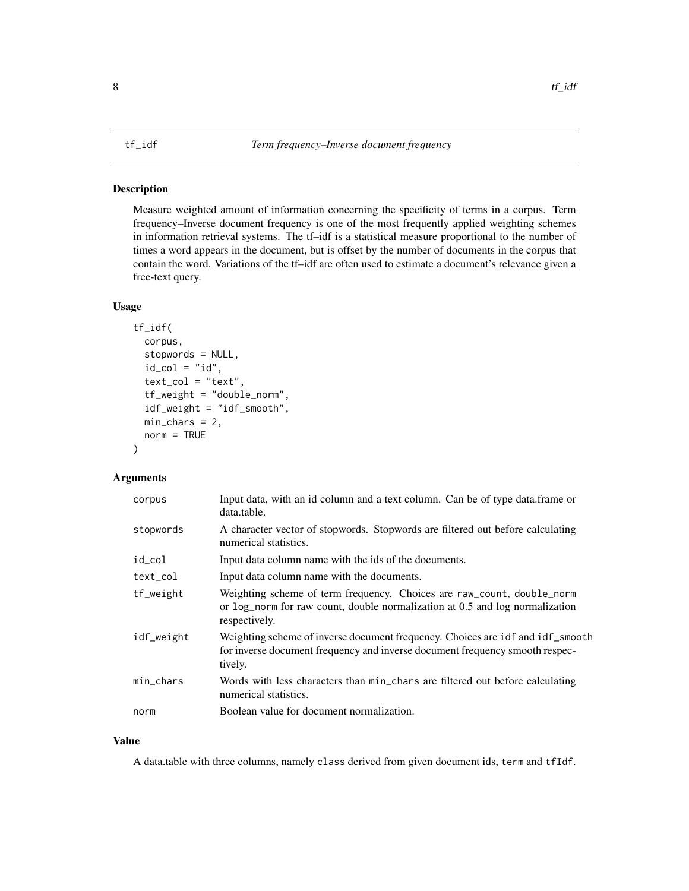# tf_idf — *Term frequency–Inverse document frequency*

## Description

Measure weighted amount of information concerning the specificity of terms in a corpus. Term frequency–Inverse document frequency is one of the most frequently applied weighting schemes in information retrieval systems. The tf–idf is a statistical measure proportional to the number of times a word appears in the document, but is offset by the number of documents in the corpus that contain the word. Variations of the tf–idf are often used to estimate a document's relevance given a free-text query.

## Usage

```
tf_idf(
  corpus,
  stopwords = NULL,
  id_col = "id",
  text_col = "text",
  tf_weight = "double_norm",
  idf_weight = "idf_smooth",
  min_chars = 2,
  norm = TRUE
)
```

## Arguments

| Argument | Description |
|---|---|
| `corpus` | Input data, with an id column and a text column. Can be of type data.frame or data.table. |
| `stopwords` | A character vector of stopwords. Stopwords are filtered out before calculating numerical statistics. |
| `id_col` | Input data column name with the ids of the documents. |
| `text_col` | Input data column name with the documents. |
| `tf_weight` | Weighting scheme of term frequency. Choices are `raw_count`, `double_norm` or `log_norm` for raw count, double normalization at 0.5 and log normalization respectively. |
| `idf_weight` | Weighting scheme of inverse document frequency. Choices are `idf` and `idf_smooth` for inverse document frequency and inverse document frequency smooth respectively. |
| `min_chars` | Words with less characters than `min_chars` are filtered out before calculating numerical statistics. |
| `norm` | Boolean value for document normalization. |

## Value

A data.table with three columns, namely `class` derived from given document ids, `term` and `tfIdf`.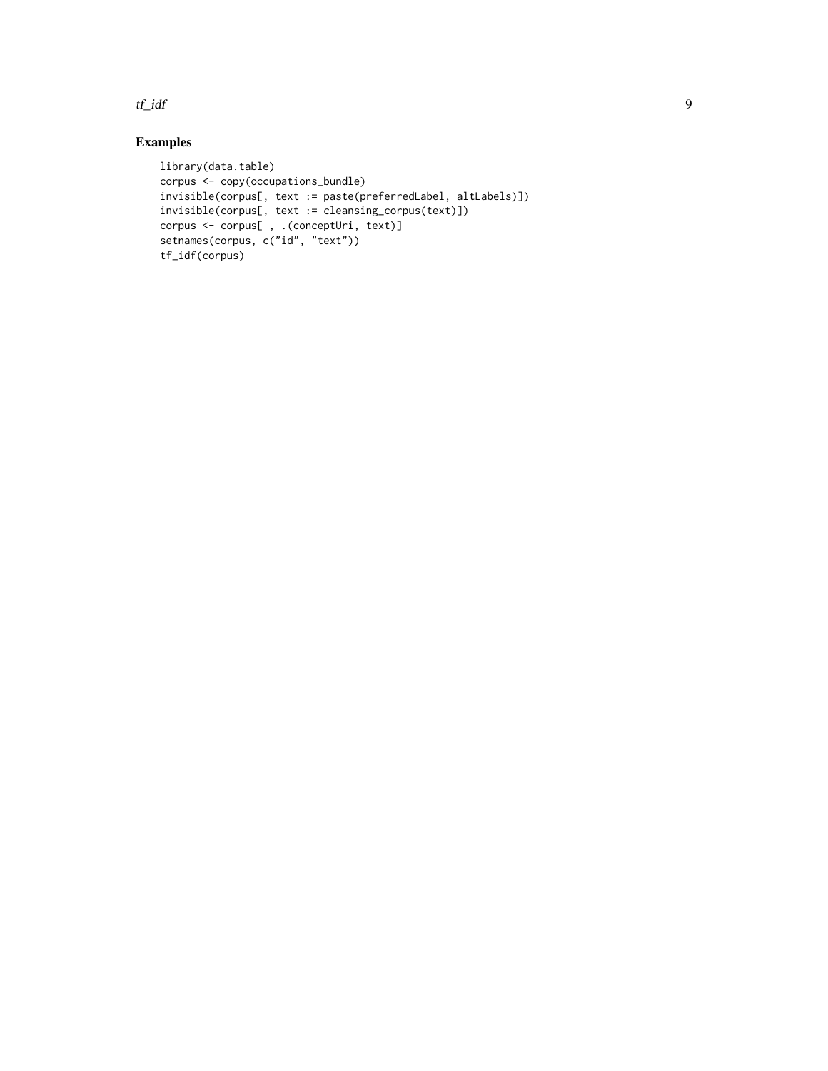## Examples

```
library(data.table)
corpus <- copy(occupations_bundle)
invisible(corpus[, text := paste(preferredLabel, altLabels)])
invisible(corpus[, text := cleansing_corpus(text)])
corpus <- corpus[ , .(conceptUri, text)]
setnames(corpus, c("id", "text"))
tf_idf(corpus)
```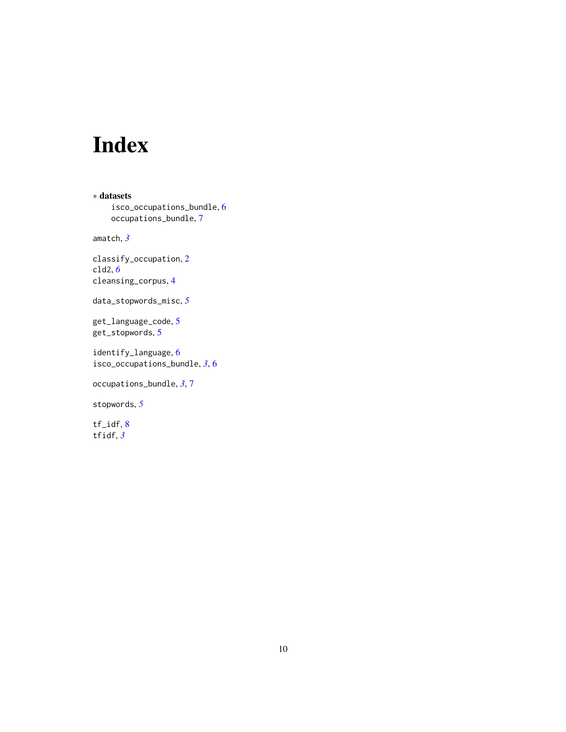# Index

∗ **datasets**
    isco_occupations_bundle, 6
    occupations_bundle, 7

amatch, *3*

classify_occupation, 2
cld2, *6*
cleansing_corpus, 4

data_stopwords_misc, *5*

get_language_code, 5
get_stopwords, 5

identify_language, 6
isco_occupations_bundle, *3*, 6

occupations_bundle, *3*, 7

stopwords, *5*

tf_idf, 8
tfidf, *3*